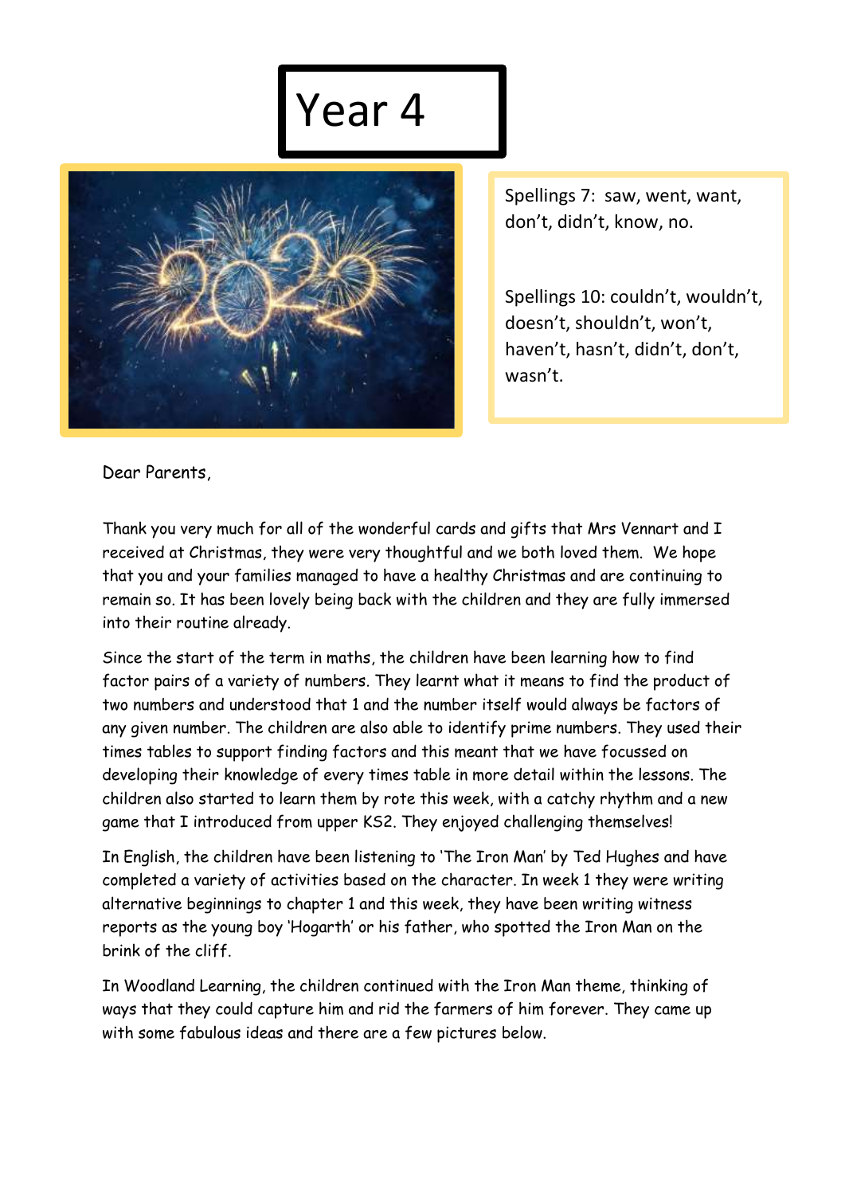# Year 4

Spellings 7: saw, went, want, don't, didn't, know, no.

Spellings 10: couldn't, wouldn't, doesn't, shouldn't, won't, haven't, hasn't, didn't, don't, wasn't.

Dear Parents,

Thank you very much for all of the wonderful cards and gifts that Mrs Vennart and I received at Christmas, they were very thoughtful and we both loved them. We hope that you and your families managed to have a healthy Christmas and are continuing to remain so. It has been lovely being back with the children and they are fully immersed into their routine already.

Since the start of the term in maths, the children have been learning how to find factor pairs of a variety of numbers. They learnt what it means to find the product of two numbers and understood that 1 and the number itself would always be factors of any given number. The children are also able to identify prime numbers. They used their times tables to support finding factors and this meant that we have focussed on developing their knowledge of every times table in more detail within the lessons. The children also started to learn them by rote this week, with a catchy rhythm and a new game that I introduced from upper KS2. They enjoyed challenging themselves!

In English, the children have been listening to 'The Iron Man' by Ted Hughes and have completed a variety of activities based on the character. In week 1 they were writing alternative beginnings to chapter 1 and this week, they have been writing witness reports as the young boy 'Hogarth' or his father, who spotted the Iron Man on the brink of the cliff.

In Woodland Learning, the children continued with the Iron Man theme, thinking of ways that they could capture him and rid the farmers of him forever. They came up with some fabulous ideas and there are a few pictures below.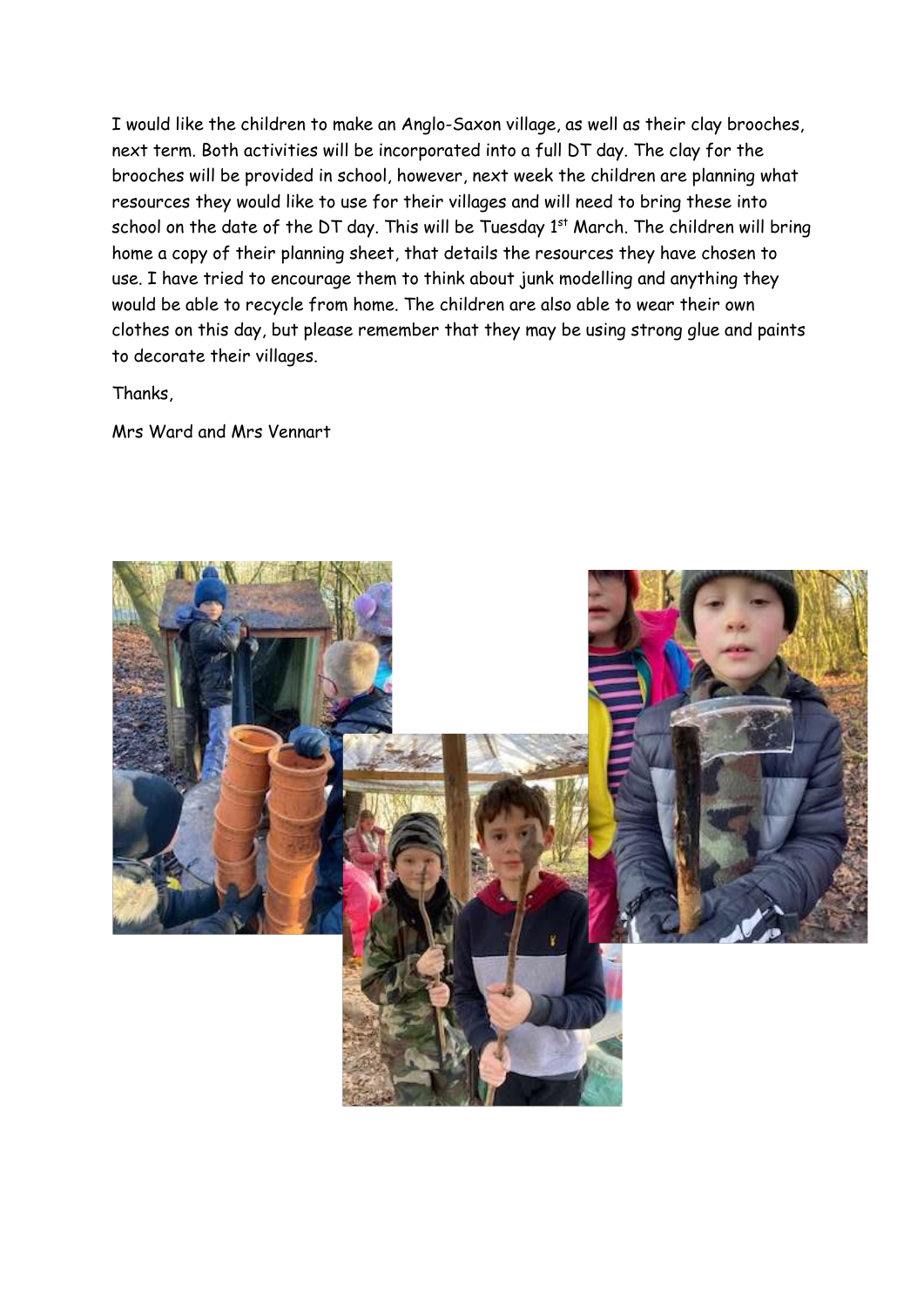I would like the children to make an Anglo-Saxon village, as well as their clay brooches, next term. Both activities will be incorporated into a full DT day. The clay for the brooches will be provided in school, however, next week the children are planning what resources they would like to use for their villages and will need to bring these into school on the date of the DT day. This will be Tuesday 1st March. The children will bring home a copy of their planning sheet, that details the resources they have chosen to use. I have tried to encourage them to think about junk modelling and anything they would be able to recycle from home. The children are also able to wear their own clothes on this day, but please remember that they may be using strong glue and paints to decorate their villages.

Thanks,

Mrs Ward and Mrs Vennart